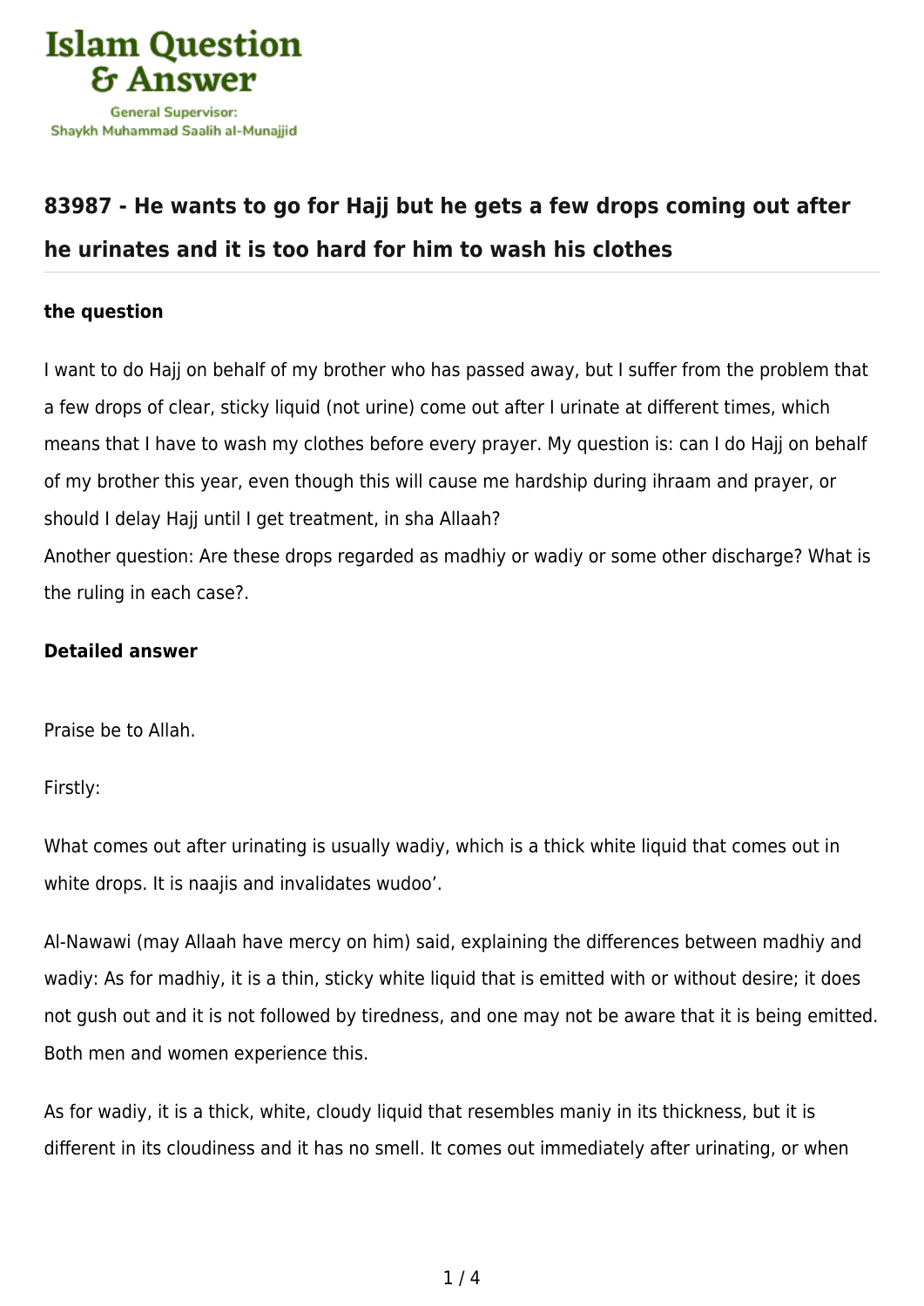# Islam Question & Answer

General Supervisor: Shaykh Muhammad Saalih al-Munajjid

## 83987 - He wants to go for Hajj but he gets a few drops coming out after he urinates and it is too hard for him to wash his clothes

### the question

I want to do Hajj on behalf of my brother who has passed away, but I suffer from the problem that a few drops of clear, sticky liquid (not urine) come out after I urinate at different times, which means that I have to wash my clothes before every prayer. My question is: can I do Hajj on behalf of my brother this year, even though this will cause me hardship during ihraam and prayer, or should I delay Hajj until I get treatment, in sha Allaah?

Another question: Are these drops regarded as madhiy or wadiy or some other discharge? What is the ruling in each case?.

### Detailed answer

Praise be to Allah.

Firstly:

What comes out after urinating is usually wadiy, which is a thick white liquid that comes out in white drops. It is naajis and invalidates wudoo'.

Al-Nawawi (may Allaah have mercy on him) said, explaining the differences between madhiy and wadiy: As for madhiy, it is a thin, sticky white liquid that is emitted with or without desire; it does not gush out and it is not followed by tiredness, and one may not be aware that it is being emitted. Both men and women experience this.

As for wadiy, it is a thick, white, cloudy liquid that resembles maniy in its thickness, but it is different in its cloudiness and it has no smell. It comes out immediately after urinating, or when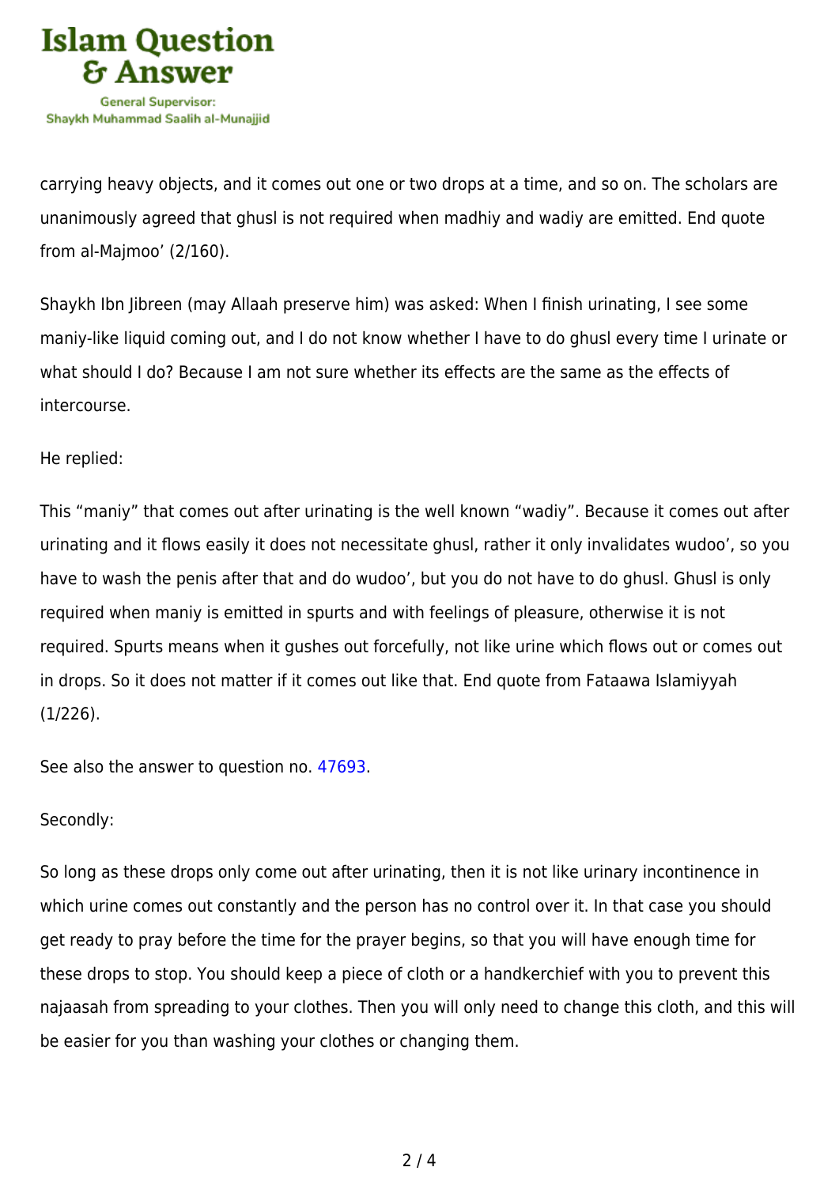carrying heavy objects, and it comes out one or two drops at a time, and so on. The scholars are unanimously agreed that ghusl is not required when madhiy and wadiy are emitted. End quote from al-Majmoo' (2/160).

Shaykh Ibn Jibreen (may Allaah preserve him) was asked: When I finish urinating, I see some maniy-like liquid coming out, and I do not know whether I have to do ghusl every time I urinate or what should I do? Because I am not sure whether its effects are the same as the effects of intercourse.

He replied:

This "maniy" that comes out after urinating is the well known "wadiy". Because it comes out after urinating and it flows easily it does not necessitate ghusl, rather it only invalidates wudoo', so you have to wash the penis after that and do wudoo', but you do not have to do ghusl. Ghusl is only required when maniy is emitted in spurts and with feelings of pleasure, otherwise it is not required. Spurts means when it gushes out forcefully, not like urine which flows out or comes out in drops. So it does not matter if it comes out like that. End quote from Fataawa Islamiyyah (1/226).

See also the answer to question no. 47693.

Secondly:

So long as these drops only come out after urinating, then it is not like urinary incontinence in which urine comes out constantly and the person has no control over it. In that case you should get ready to pray before the time for the prayer begins, so that you will have enough time for these drops to stop. You should keep a piece of cloth or a handkerchief with you to prevent this najaasah from spreading to your clothes. Then you will only need to change this cloth, and this will be easier for you than washing your clothes or changing them.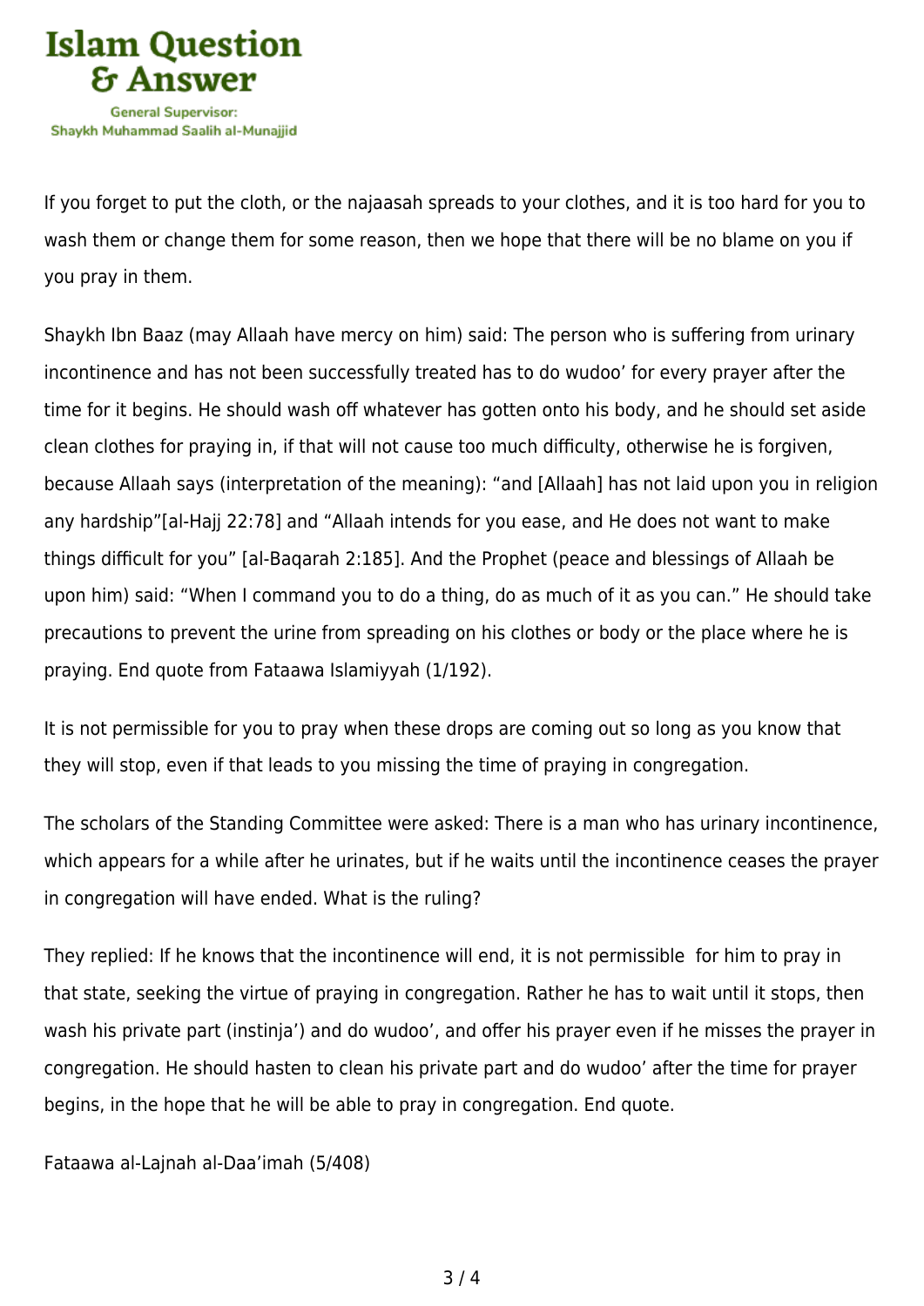If you forget to put the cloth, or the najaasah spreads to your clothes, and it is too hard for you to wash them or change them for some reason, then we hope that there will be no blame on you if you pray in them.

Shaykh Ibn Baaz (may Allaah have mercy on him) said: The person who is suffering from urinary incontinence and has not been successfully treated has to do wudoo' for every prayer after the time for it begins. He should wash off whatever has gotten onto his body, and he should set aside clean clothes for praying in, if that will not cause too much difficulty, otherwise he is forgiven, because Allaah says (interpretation of the meaning): "and [Allaah] has not laid upon you in religion any hardship"[al-Hajj 22:78] and "Allaah intends for you ease, and He does not want to make things difficult for you" [al-Baqarah 2:185]. And the Prophet (peace and blessings of Allaah be upon him) said: "When I command you to do a thing, do as much of it as you can." He should take precautions to prevent the urine from spreading on his clothes or body or the place where he is praying. End quote from Fataawa Islamiyyah (1/192).

It is not permissible for you to pray when these drops are coming out so long as you know that they will stop, even if that leads to you missing the time of praying in congregation.

The scholars of the Standing Committee were asked: There is a man who has urinary incontinence, which appears for a while after he urinates, but if he waits until the incontinence ceases the prayer in congregation will have ended. What is the ruling?

They replied: If he knows that the incontinence will end, it is not permissible for him to pray in that state, seeking the virtue of praying in congregation. Rather he has to wait until it stops, then wash his private part (instinja') and do wudoo', and offer his prayer even if he misses the prayer in congregation. He should hasten to clean his private part and do wudoo' after the time for prayer begins, in the hope that he will be able to pray in congregation. End quote.

Fataawa al-Lajnah al-Daa'imah (5/408)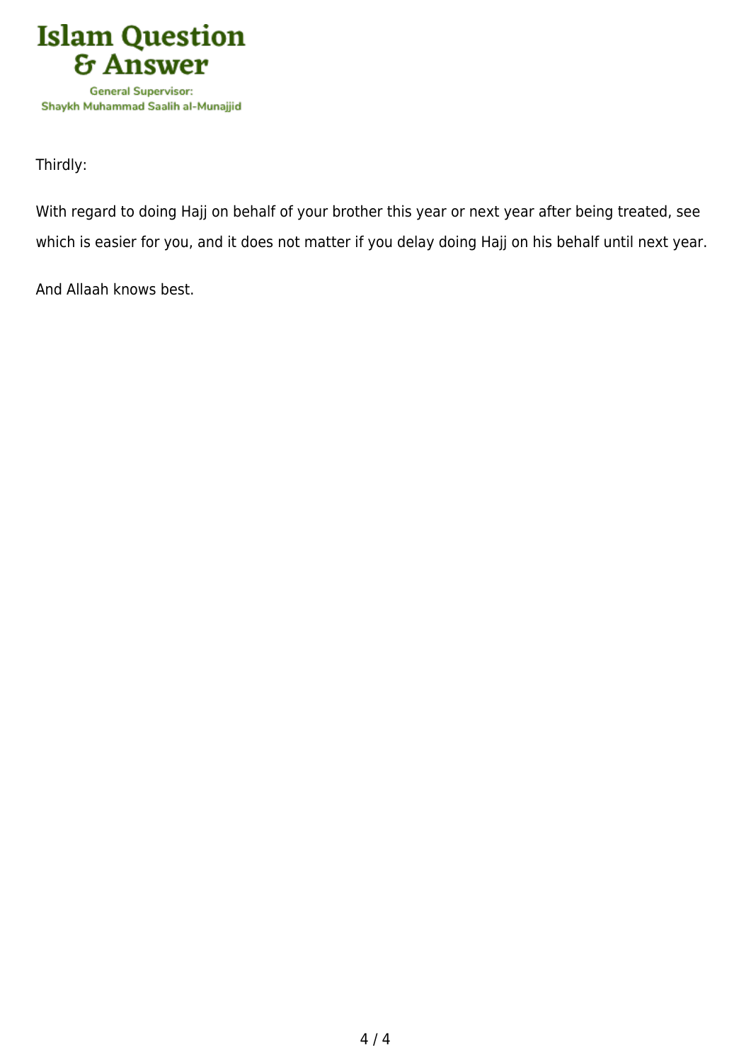Thirdly:

With regard to doing Hajj on behalf of your brother this year or next year after being treated, see which is easier for you, and it does not matter if you delay doing Hajj on his behalf until next year.

And Allaah knows best.